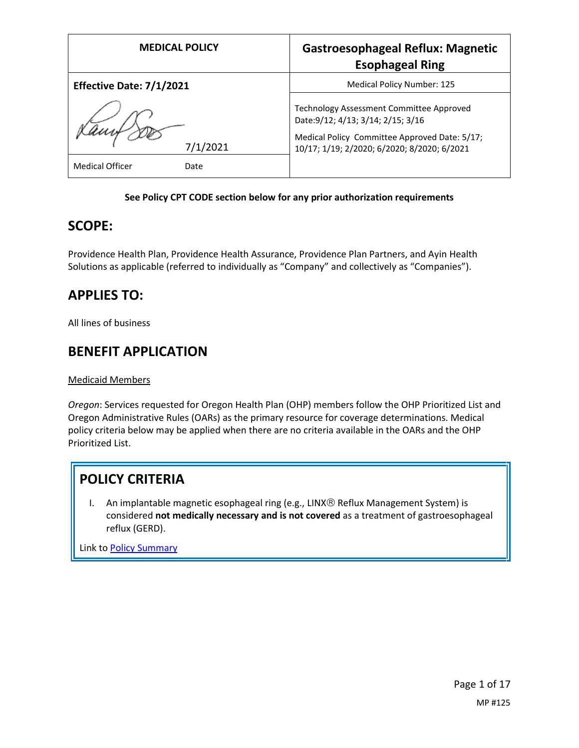| MEDICAL POLICY | Gastroesophageal Reflux: Magnetic Esophageal Ring |
| --- | --- |
| **Effective Date: 7/1/2021** | Medical Policy Number: 125 |
| 7/1/2021 | Technology Assessment Committee Approved Date:9/12; 4/13; 3/14; 2/15; 3/16<br>Medical Policy Committee Approved Date: 5/17; 10/17; 1/19; 2/2020; 6/2020; 8/2020; 6/2021 |
| Medical Officer    Date | |

**See Policy CPT CODE section below for any prior authorization requirements**

## SCOPE:

Providence Health Plan, Providence Health Assurance, Providence Plan Partners, and Ayin Health Solutions as applicable (referred to individually as "Company" and collectively as "Companies").

## APPLIES TO:

All lines of business

## BENEFIT APPLICATION

Medicaid Members

*Oregon*: Services requested for Oregon Health Plan (OHP) members follow the OHP Prioritized List and Oregon Administrative Rules (OARs) as the primary resource for coverage determinations. Medical policy criteria below may be applied when there are no criteria available in the OARs and the OHP Prioritized List.

## POLICY CRITERIA

I. An implantable magnetic esophageal ring (e.g., LINX® Reflux Management System) is considered **not medically necessary and is not covered** as a treatment of gastroesophageal reflux (GERD).

Link to Policy Summary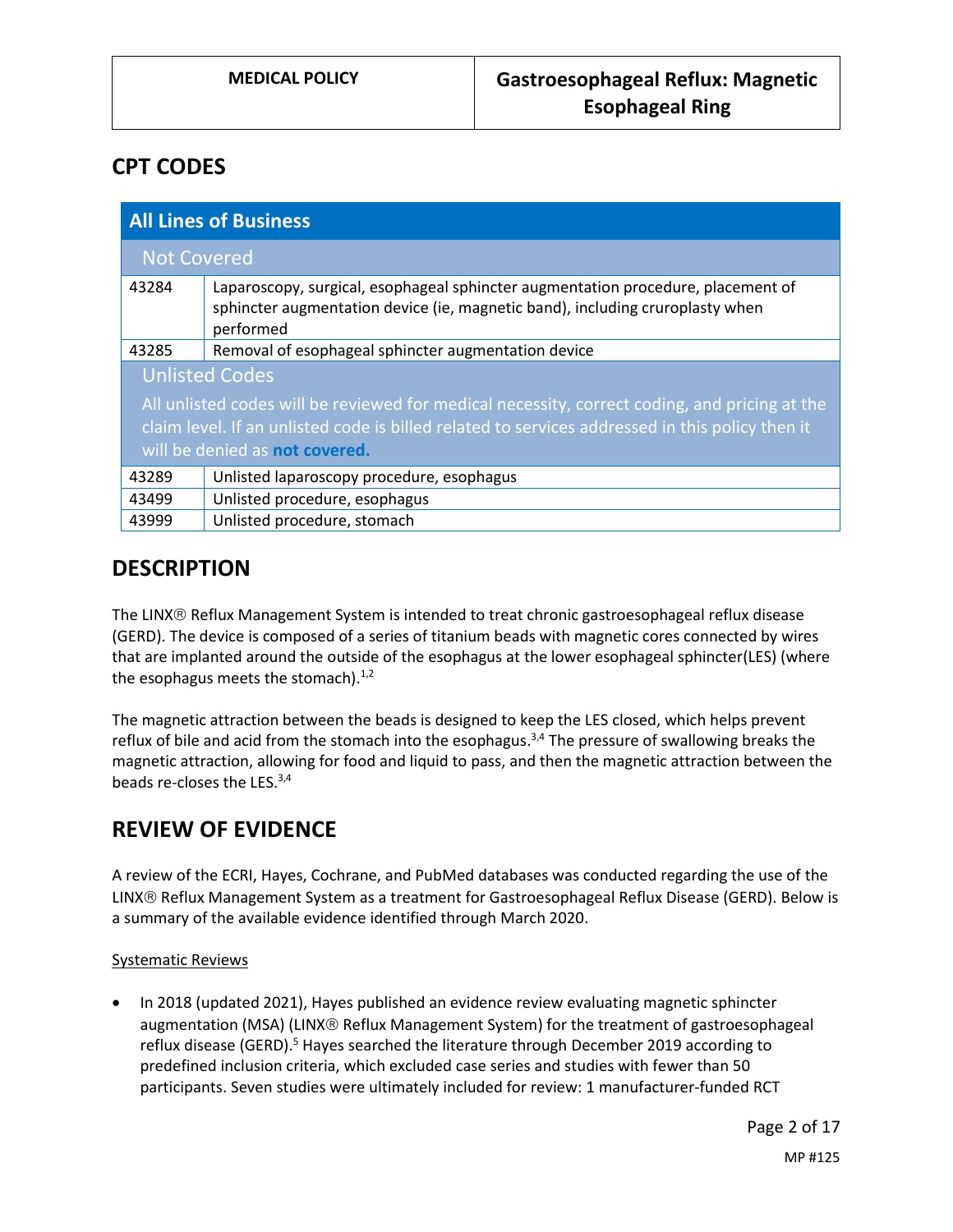## CPT CODES

| All Lines of Business | |
|---|---|
| **Not Covered** | |
| 43284 | Laparoscopy, surgical, esophageal sphincter augmentation procedure, placement of sphincter augmentation device (ie, magnetic band), including cruroplasty when performed |
| 43285 | Removal of esophageal sphincter augmentation device |
| **Unlisted Codes**<br>All unlisted codes will be reviewed for medical necessity, correct coding, and pricing at the claim level. If an unlisted code is billed related to services addressed in this policy then it will be denied as **not covered.** | |
| 43289 | Unlisted laparoscopy procedure, esophagus |
| 43499 | Unlisted procedure, esophagus |
| 43999 | Unlisted procedure, stomach |

## DESCRIPTION

The LINX® Reflux Management System is intended to treat chronic gastroesophageal reflux disease (GERD). The device is composed of a series of titanium beads with magnetic cores connected by wires that are implanted around the outside of the esophagus at the lower esophageal sphincter(LES) (where the esophagus meets the stomach).[1,2]

The magnetic attraction between the beads is designed to keep the LES closed, which helps prevent reflux of bile and acid from the stomach into the esophagus.[3,4] The pressure of swallowing breaks the magnetic attraction, allowing for food and liquid to pass, and then the magnetic attraction between the beads re-closes the LES.[3,4]

## REVIEW OF EVIDENCE

A review of the ECRI, Hayes, Cochrane, and PubMed databases was conducted regarding the use of the LINX® Reflux Management System as a treatment for Gastroesophageal Reflux Disease (GERD). Below is a summary of the available evidence identified through March 2020.

Systematic Reviews

- In 2018 (updated 2021), Hayes published an evidence review evaluating magnetic sphincter augmentation (MSA) (LINX® Reflux Management System) for the treatment of gastroesophageal reflux disease (GERD).[5] Hayes searched the literature through December 2019 according to predefined inclusion criteria, which excluded case series and studies with fewer than 50 participants. Seven studies were ultimately included for review: 1 manufacturer-funded RCT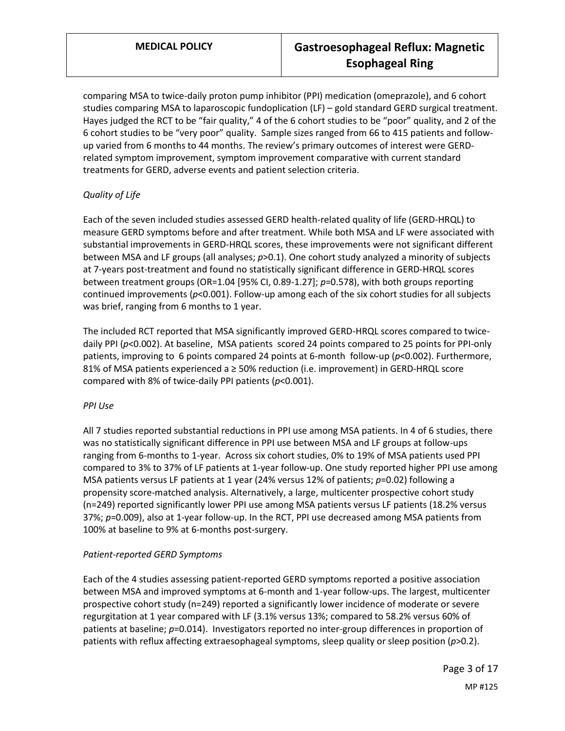comparing MSA to twice-daily proton pump inhibitor (PPI) medication (omeprazole), and 6 cohort studies comparing MSA to laparoscopic fundoplication (LF) – gold standard GERD surgical treatment. Hayes judged the RCT to be "fair quality," 4 of the 6 cohort studies to be "poor" quality, and 2 of the 6 cohort studies to be "very poor" quality. Sample sizes ranged from 66 to 415 patients and follow-up varied from 6 months to 44 months. The review's primary outcomes of interest were GERD-related symptom improvement, symptom improvement comparative with current standard treatments for GERD, adverse events and patient selection criteria.

*Quality of Life*

Each of the seven included studies assessed GERD health-related quality of life (GERD-HRQL) to measure GERD symptoms before and after treatment. While both MSA and LF were associated with substantial improvements in GERD-HRQL scores, these improvements were not significant different between MSA and LF groups (all analyses; $p>0.1$). One cohort study analyzed a minority of subjects at 7-years post-treatment and found no statistically significant difference in GERD-HRQL scores between treatment groups (OR=1.04 [95% CI, 0.89-1.27]; $p=0.578$), with both groups reporting continued improvements ($p<0.001$). Follow-up among each of the six cohort studies for all subjects was brief, ranging from 6 months to 1 year.

The included RCT reported that MSA significantly improved GERD-HRQL scores compared to twice-daily PPI ($p<0.002$). At baseline, MSA patients scored 24 points compared to 25 points for PPI-only patients, improving to 6 points compared 24 points at 6-month follow-up ($p<0.002$). Furthermore, 81% of MSA patients experienced a ≥ 50% reduction (i.e. improvement) in GERD-HRQL score compared with 8% of twice-daily PPI patients ($p<0.001$).

*PPI Use*

All 7 studies reported substantial reductions in PPI use among MSA patients. In 4 of 6 studies, there was no statistically significant difference in PPI use between MSA and LF groups at follow-ups ranging from 6-months to 1-year. Across six cohort studies, 0% to 19% of MSA patients used PPI compared to 3% to 37% of LF patients at 1-year follow-up. One study reported higher PPI use among MSA patients versus LF patients at 1 year (24% versus 12% of patients; $p=0.02$) following a propensity score-matched analysis. Alternatively, a large, multicenter prospective cohort study (n=249) reported significantly lower PPI use among MSA patients versus LF patients (18.2% versus 37%; $p=0.009$), also at 1-year follow-up. In the RCT, PPI use decreased among MSA patients from 100% at baseline to 9% at 6-months post-surgery.

*Patient-reported GERD Symptoms*

Each of the 4 studies assessing patient-reported GERD symptoms reported a positive association between MSA and improved symptoms at 6-month and 1-year follow-ups. The largest, multicenter prospective cohort study (n=249) reported a significantly lower incidence of moderate or severe regurgitation at 1 year compared with LF (3.1% versus 13%; compared to 58.2% versus 60% of patients at baseline; $p=0.014$). Investigators reported no inter-group differences in proportion of patients with reflux affecting extraesophageal symptoms, sleep quality or sleep position ($p>0.2$).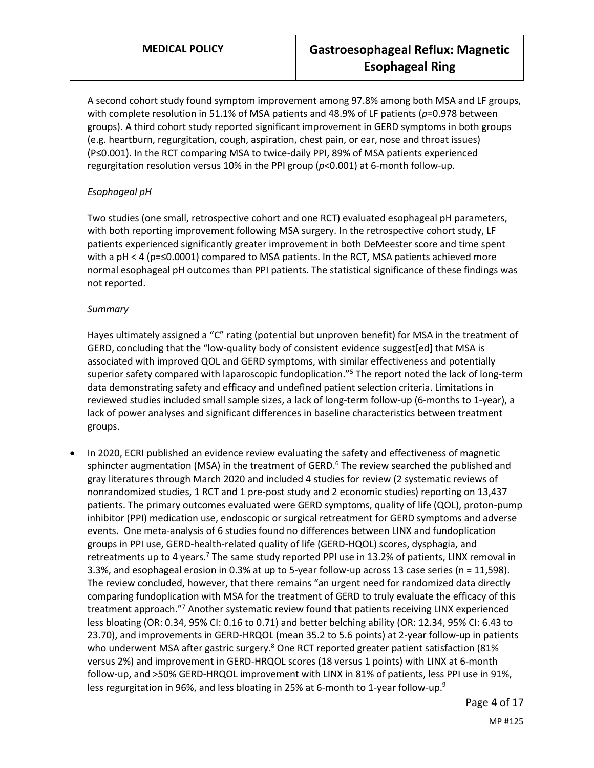A second cohort study found symptom improvement among 97.8% among both MSA and LF groups, with complete resolution in 51.1% of MSA patients and 48.9% of LF patients (*p*=0.978 between groups). A third cohort study reported significant improvement in GERD symptoms in both groups (e.g. heartburn, regurgitation, cough, aspiration, chest pain, or ear, nose and throat issues) (P≤0.001). In the RCT comparing MSA to twice-daily PPI, 89% of MSA patients experienced regurgitation resolution versus 10% in the PPI group (*p*<0.001) at 6-month follow-up.

*Esophageal pH*

Two studies (one small, retrospective cohort and one RCT) evaluated esophageal pH parameters, with both reporting improvement following MSA surgery. In the retrospective cohort study, LF patients experienced significantly greater improvement in both DeMeester score and time spent with a pH < 4 (p=≤0.0001) compared to MSA patients. In the RCT, MSA patients achieved more normal esophageal pH outcomes than PPI patients. The statistical significance of these findings was not reported.

*Summary*

Hayes ultimately assigned a "C" rating (potential but unproven benefit) for MSA in the treatment of GERD, concluding that the "low-quality body of consistent evidence suggest[ed] that MSA is associated with improved QOL and GERD symptoms, with similar effectiveness and potentially superior safety compared with laparoscopic fundoplication."[5] The report noted the lack of long-term data demonstrating safety and efficacy and undefined patient selection criteria. Limitations in reviewed studies included small sample sizes, a lack of long-term follow-up (6-months to 1-year), a lack of power analyses and significant differences in baseline characteristics between treatment groups.

- In 2020, ECRI published an evidence review evaluating the safety and effectiveness of magnetic sphincter augmentation (MSA) in the treatment of GERD.[6] The review searched the published and gray literatures through March 2020 and included 4 studies for review (2 systematic reviews of nonrandomized studies, 1 RCT and 1 pre-post study and 2 economic studies) reporting on 13,437 patients. The primary outcomes evaluated were GERD symptoms, quality of life (QOL), proton-pump inhibitor (PPI) medication use, endoscopic or surgical retreatment for GERD symptoms and adverse events. One meta-analysis of 6 studies found no differences between LINX and fundoplication groups in PPI use, GERD-health-related quality of life (GERD-HQOL) scores, dysphagia, and retreatments up to 4 years.[7] The same study reported PPI use in 13.2% of patients, LINX removal in 3.3%, and esophageal erosion in 0.3% at up to 5-year follow-up across 13 case series (n = 11,598). The review concluded, however, that there remains "an urgent need for randomized data directly comparing fundoplication with MSA for the treatment of GERD to truly evaluate the efficacy of this treatment approach."[7] Another systematic review found that patients receiving LINX experienced less bloating (OR: 0.34, 95% CI: 0.16 to 0.71) and better belching ability (OR: 12.34, 95% CI: 6.43 to 23.70), and improvements in GERD-HRQOL (mean 35.2 to 5.6 points) at 2-year follow-up in patients who underwent MSA after gastric surgery.[8] One RCT reported greater patient satisfaction (81% versus 2%) and improvement in GERD-HRQOL scores (18 versus 1 points) with LINX at 6-month follow-up, and >50% GERD-HRQOL improvement with LINX in 81% of patients, less PPI use in 91%, less regurgitation in 96%, and less bloating in 25% at 6-month to 1-year follow-up.[9]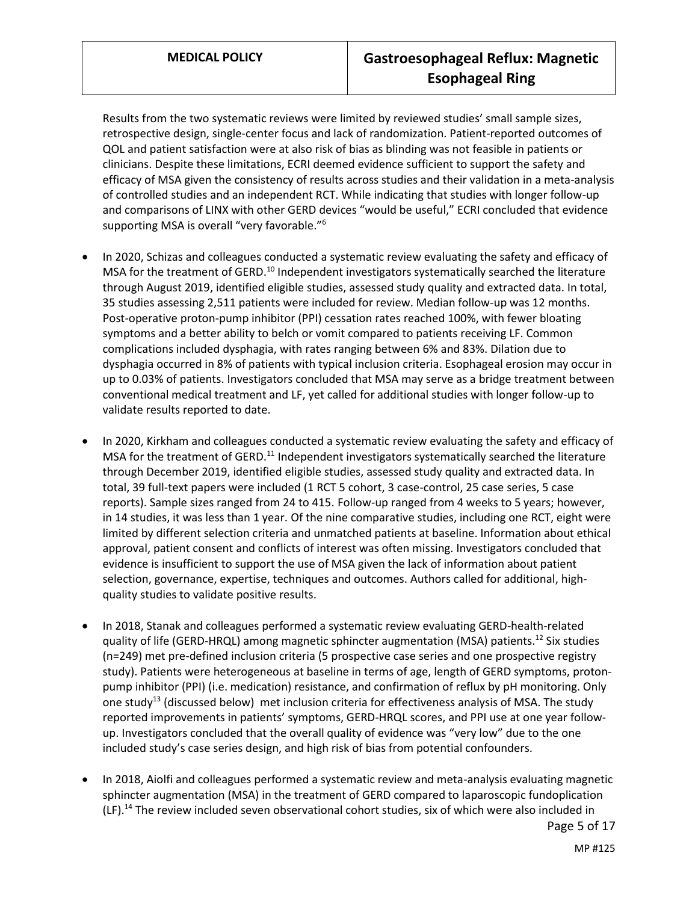Results from the two systematic reviews were limited by reviewed studies' small sample sizes, retrospective design, single-center focus and lack of randomization. Patient-reported outcomes of QOL and patient satisfaction were at also risk of bias as blinding was not feasible in patients or clinicians. Despite these limitations, ECRI deemed evidence sufficient to support the safety and efficacy of MSA given the consistency of results across studies and their validation in a meta-analysis of controlled studies and an independent RCT. While indicating that studies with longer follow-up and comparisons of LINX with other GERD devices "would be useful," ECRI concluded that evidence supporting MSA is overall "very favorable."[6]

- In 2020, Schizas and colleagues conducted a systematic review evaluating the safety and efficacy of MSA for the treatment of GERD.[10] Independent investigators systematically searched the literature through August 2019, identified eligible studies, assessed study quality and extracted data. In total, 35 studies assessing 2,511 patients were included for review. Median follow-up was 12 months. Post-operative proton-pump inhibitor (PPI) cessation rates reached 100%, with fewer bloating symptoms and a better ability to belch or vomit compared to patients receiving LF. Common complications included dysphagia, with rates ranging between 6% and 83%. Dilation due to dysphagia occurred in 8% of patients with typical inclusion criteria. Esophageal erosion may occur in up to 0.03% of patients. Investigators concluded that MSA may serve as a bridge treatment between conventional medical treatment and LF, yet called for additional studies with longer follow-up to validate results reported to date.

- In 2020, Kirkham and colleagues conducted a systematic review evaluating the safety and efficacy of MSA for the treatment of GERD.[11] Independent investigators systematically searched the literature through December 2019, identified eligible studies, assessed study quality and extracted data. In total, 39 full-text papers were included (1 RCT 5 cohort, 3 case-control, 25 case series, 5 case reports). Sample sizes ranged from 24 to 415. Follow-up ranged from 4 weeks to 5 years; however, in 14 studies, it was less than 1 year. Of the nine comparative studies, including one RCT, eight were limited by different selection criteria and unmatched patients at baseline. Information about ethical approval, patient consent and conflicts of interest was often missing. Investigators concluded that evidence is insufficient to support the use of MSA given the lack of information about patient selection, governance, expertise, techniques and outcomes. Authors called for additional, high-quality studies to validate positive results.

- In 2018, Stanak and colleagues performed a systematic review evaluating GERD-health-related quality of life (GERD-HRQL) among magnetic sphincter augmentation (MSA) patients.[12] Six studies (n=249) met pre-defined inclusion criteria (5 prospective case series and one prospective registry study). Patients were heterogeneous at baseline in terms of age, length of GERD symptoms, proton-pump inhibitor (PPI) (i.e. medication) resistance, and confirmation of reflux by pH monitoring. Only one study[13] (discussed below) met inclusion criteria for effectiveness analysis of MSA. The study reported improvements in patients' symptoms, GERD-HRQL scores, and PPI use at one year follow-up. Investigators concluded that the overall quality of evidence was "very low" due to the one included study's case series design, and high risk of bias from potential confounders.

- In 2018, Aiolfi and colleagues performed a systematic review and meta-analysis evaluating magnetic sphincter augmentation (MSA) in the treatment of GERD compared to laparoscopic fundoplication (LF).[14] The review included seven observational cohort studies, six of which were also included in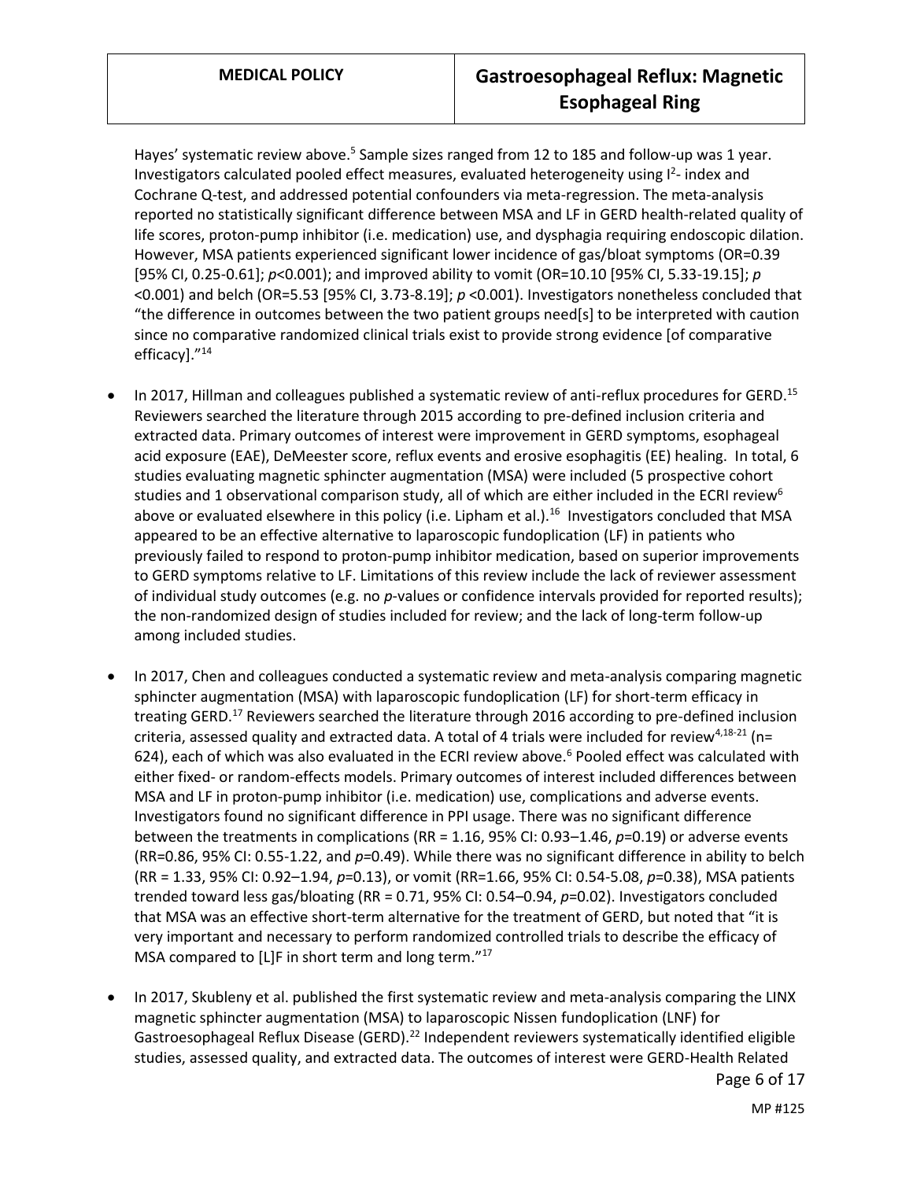Hayes' systematic review above.[5] Sample sizes ranged from 12 to 185 and follow-up was 1 year. Investigators calculated pooled effect measures, evaluated heterogeneity using $I^2$- index and Cochrane Q-test, and addressed potential confounders via meta-regression. The meta-analysis reported no statistically significant difference between MSA and LF in GERD health-related quality of life scores, proton-pump inhibitor (i.e. medication) use, and dysphagia requiring endoscopic dilation. However, MSA patients experienced significant lower incidence of gas/bloat symptoms (OR=0.39 [95% CI, 0.25-0.61]; $p$<0.001); and improved ability to vomit (OR=10.10 [95% CI, 5.33-19.15]; $p$ <0.001) and belch (OR=5.53 [95% CI, 3.73-8.19]; $p$ <0.001). Investigators nonetheless concluded that "the difference in outcomes between the two patient groups need[s] to be interpreted with caution since no comparative randomized clinical trials exist to provide strong evidence [of comparative efficacy]."[14]

- In 2017, Hillman and colleagues published a systematic review of anti-reflux procedures for GERD.[15] Reviewers searched the literature through 2015 according to pre-defined inclusion criteria and extracted data. Primary outcomes of interest were improvement in GERD symptoms, esophageal acid exposure (EAE), DeMeester score, reflux events and erosive esophagitis (EE) healing. In total, 6 studies evaluating magnetic sphincter augmentation (MSA) were included (5 prospective cohort studies and 1 observational comparison study, all of which are either included in the ECRI review[6] above or evaluated elsewhere in this policy (i.e. Lipham et al.).[16] Investigators concluded that MSA appeared to be an effective alternative to laparoscopic fundoplication (LF) in patients who previously failed to respond to proton-pump inhibitor medication, based on superior improvements to GERD symptoms relative to LF. Limitations of this review include the lack of reviewer assessment of individual study outcomes (e.g. no $p$-values or confidence intervals provided for reported results); the non-randomized design of studies included for review; and the lack of long-term follow-up among included studies.

- In 2017, Chen and colleagues conducted a systematic review and meta-analysis comparing magnetic sphincter augmentation (MSA) with laparoscopic fundoplication (LF) for short-term efficacy in treating GERD.[17] Reviewers searched the literature through 2016 according to pre-defined inclusion criteria, assessed quality and extracted data. A total of 4 trials were included for review[4,18-21] (n= 624), each of which was also evaluated in the ECRI review above.[6] Pooled effect was calculated with either fixed- or random-effects models. Primary outcomes of interest included differences between MSA and LF in proton-pump inhibitor (i.e. medication) use, complications and adverse events. Investigators found no significant difference in PPI usage. There was no significant difference between the treatments in complications (RR = 1.16, 95% CI: 0.93–1.46, $p$=0.19) or adverse events (RR=0.86, 95% CI: 0.55-1.22, and $p$=0.49). While there was no significant difference in ability to belch (RR = 1.33, 95% CI: 0.92–1.94, $p$=0.13), or vomit (RR=1.66, 95% CI: 0.54-5.08, $p$=0.38), MSA patients trended toward less gas/bloating (RR = 0.71, 95% CI: 0.54–0.94, $p$=0.02). Investigators concluded that MSA was an effective short-term alternative for the treatment of GERD, but noted that "it is very important and necessary to perform randomized controlled trials to describe the efficacy of MSA compared to [L]F in short term and long term."[17]

- In 2017, Skubleny et al. published the first systematic review and meta-analysis comparing the LINX magnetic sphincter augmentation (MSA) to laparoscopic Nissen fundoplication (LNF) for Gastroesophageal Reflux Disease (GERD).[22] Independent reviewers systematically identified eligible studies, assessed quality, and extracted data. The outcomes of interest were GERD-Health Related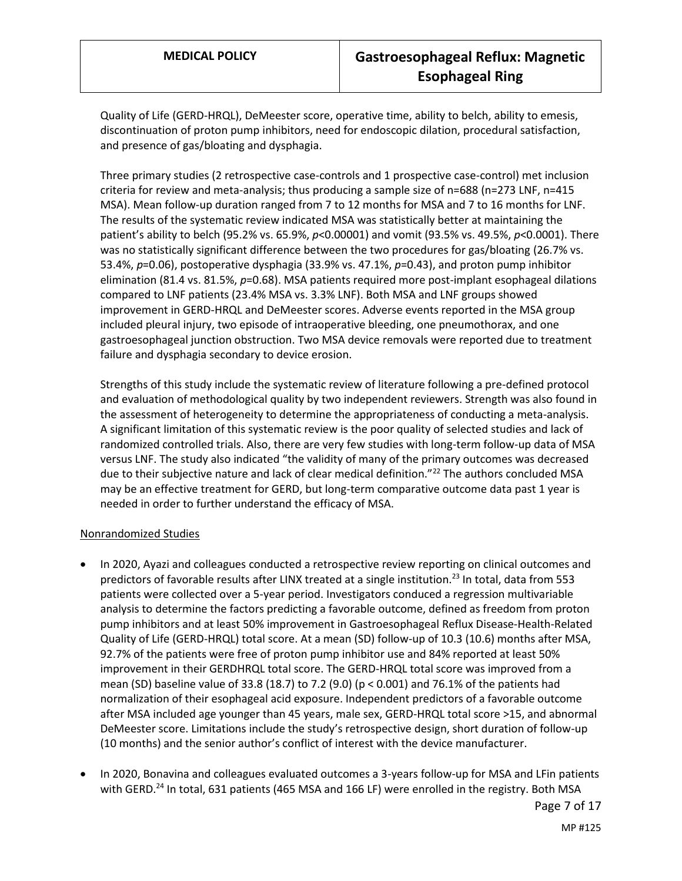Quality of Life (GERD-HRQL), DeMeester score, operative time, ability to belch, ability to emesis, discontinuation of proton pump inhibitors, need for endoscopic dilation, procedural satisfaction, and presence of gas/bloating and dysphagia.

Three primary studies (2 retrospective case-controls and 1 prospective case-control) met inclusion criteria for review and meta-analysis; thus producing a sample size of n=688 (n=273 LNF, n=415 MSA). Mean follow-up duration ranged from 7 to 12 months for MSA and 7 to 16 months for LNF. The results of the systematic review indicated MSA was statistically better at maintaining the patient's ability to belch (95.2% vs. 65.9%, *p*<0.00001) and vomit (93.5% vs. 49.5%, *p*<0.0001). There was no statistically significant difference between the two procedures for gas/bloating (26.7% vs. 53.4%, *p*=0.06), postoperative dysphagia (33.9% vs. 47.1%, *p*=0.43), and proton pump inhibitor elimination (81.4 vs. 81.5%, *p*=0.68). MSA patients required more post-implant esophageal dilations compared to LNF patients (23.4% MSA vs. 3.3% LNF). Both MSA and LNF groups showed improvement in GERD-HRQL and DeMeester scores. Adverse events reported in the MSA group included pleural injury, two episode of intraoperative bleeding, one pneumothorax, and one gastroesophageal junction obstruction. Two MSA device removals were reported due to treatment failure and dysphagia secondary to device erosion.

Strengths of this study include the systematic review of literature following a pre-defined protocol and evaluation of methodological quality by two independent reviewers. Strength was also found in the assessment of heterogeneity to determine the appropriateness of conducting a meta-analysis. A significant limitation of this systematic review is the poor quality of selected studies and lack of randomized controlled trials. Also, there are very few studies with long-term follow-up data of MSA versus LNF. The study also indicated "the validity of many of the primary outcomes was decreased due to their subjective nature and lack of clear medical definition."[22] The authors concluded MSA may be an effective treatment for GERD, but long-term comparative outcome data past 1 year is needed in order to further understand the efficacy of MSA.

Nonrandomized Studies

- In 2020, Ayazi and colleagues conducted a retrospective review reporting on clinical outcomes and predictors of favorable results after LINX treated at a single institution.[23] In total, data from 553 patients were collected over a 5-year period. Investigators conduced a regression multivariable analysis to determine the factors predicting a favorable outcome, defined as freedom from proton pump inhibitors and at least 50% improvement in Gastroesophageal Reflux Disease-Health-Related Quality of Life (GERD-HRQL) total score. At a mean (SD) follow-up of 10.3 (10.6) months after MSA, 92.7% of the patients were free of proton pump inhibitor use and 84% reported at least 50% improvement in their GERDHRQL total score. The GERD-HRQL total score was improved from a mean (SD) baseline value of 33.8 (18.7) to 7.2 (9.0) ($p < 0.001$) and 76.1% of the patients had normalization of their esophageal acid exposure. Independent predictors of a favorable outcome after MSA included age younger than 45 years, male sex, GERD-HRQL total score >15, and abnormal DeMeester score. Limitations include the study's retrospective design, short duration of follow-up (10 months) and the senior author's conflict of interest with the device manufacturer.

- In 2020, Bonavina and colleagues evaluated outcomes a 3-years follow-up for MSA and LFin patients with GERD.[24] In total, 631 patients (465 MSA and 166 LF) were enrolled in the registry. Both MSA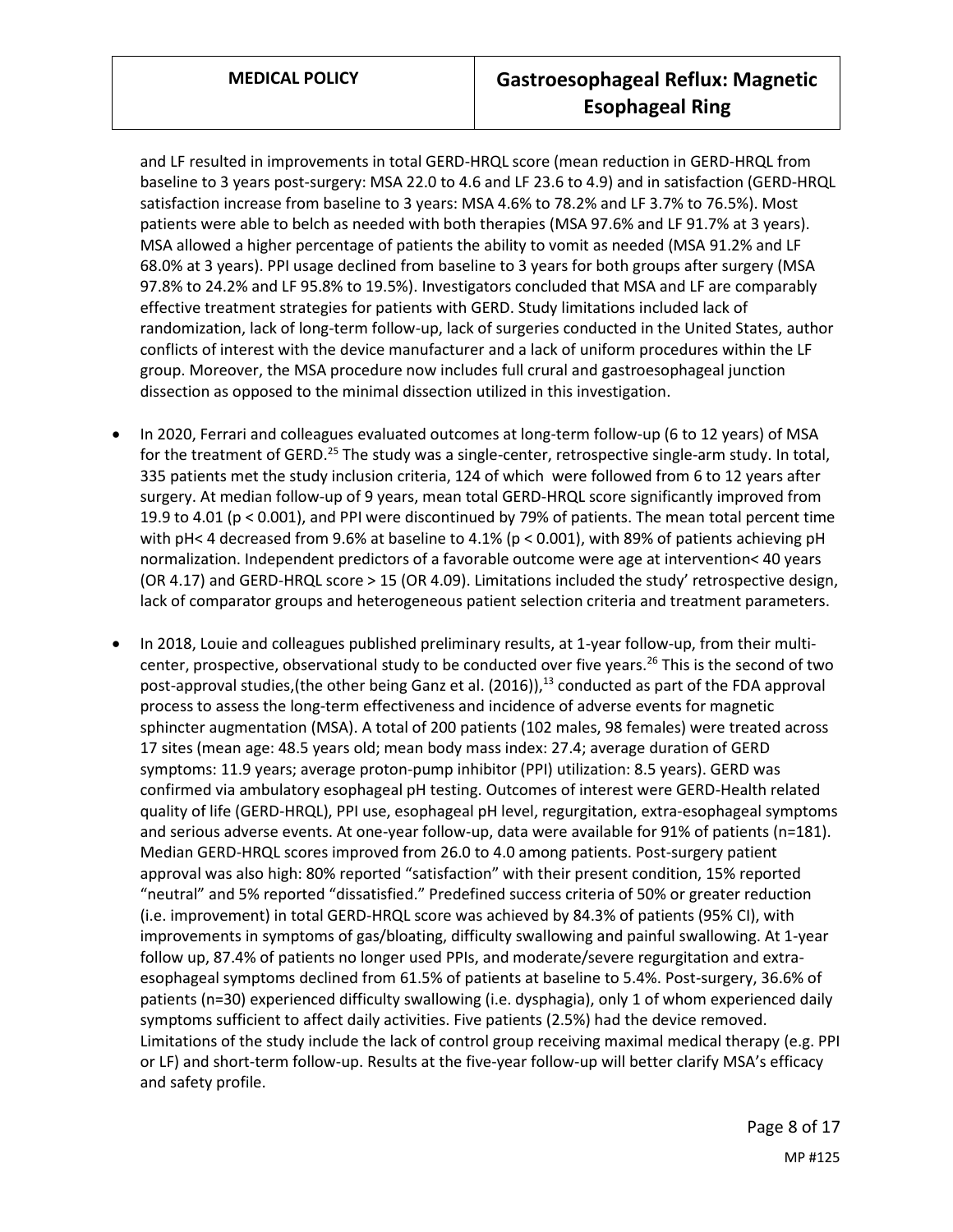and LF resulted in improvements in total GERD-HRQL score (mean reduction in GERD-HRQL from baseline to 3 years post-surgery: MSA 22.0 to 4.6 and LF 23.6 to 4.9) and in satisfaction (GERD-HRQL satisfaction increase from baseline to 3 years: MSA 4.6% to 78.2% and LF 3.7% to 76.5%). Most patients were able to belch as needed with both therapies (MSA 97.6% and LF 91.7% at 3 years). MSA allowed a higher percentage of patients the ability to vomit as needed (MSA 91.2% and LF 68.0% at 3 years). PPI usage declined from baseline to 3 years for both groups after surgery (MSA 97.8% to 24.2% and LF 95.8% to 19.5%). Investigators concluded that MSA and LF are comparably effective treatment strategies for patients with GERD. Study limitations included lack of randomization, lack of long-term follow-up, lack of surgeries conducted in the United States, author conflicts of interest with the device manufacturer and a lack of uniform procedures within the LF group. Moreover, the MSA procedure now includes full crural and gastroesophageal junction dissection as opposed to the minimal dissection utilized in this investigation.

- In 2020, Ferrari and colleagues evaluated outcomes at long-term follow-up (6 to 12 years) of MSA for the treatment of GERD.[25] The study was a single-center, retrospective single-arm study. In total, 335 patients met the study inclusion criteria, 124 of which were followed from 6 to 12 years after surgery. At median follow-up of 9 years, mean total GERD-HRQL score significantly improved from 19.9 to 4.01 ($p < 0.001$), and PPI were discontinued by 79% of patients. The mean total percent time with pH< 4 decreased from 9.6% at baseline to 4.1% ($p < 0.001$), with 89% of patients achieving pH normalization. Independent predictors of a favorable outcome were age at intervention< 40 years (OR 4.17) and GERD-HRQL score > 15 (OR 4.09). Limitations included the study' retrospective design, lack of comparator groups and heterogeneous patient selection criteria and treatment parameters.

- In 2018, Louie and colleagues published preliminary results, at 1-year follow-up, from their multi-center, prospective, observational study to be conducted over five years.[26] This is the second of two post-approval studies,(the other being Ganz et al. (2016)),[13] conducted as part of the FDA approval process to assess the long-term effectiveness and incidence of adverse events for magnetic sphincter augmentation (MSA). A total of 200 patients (102 males, 98 females) were treated across 17 sites (mean age: 48.5 years old; mean body mass index: 27.4; average duration of GERD symptoms: 11.9 years; average proton-pump inhibitor (PPI) utilization: 8.5 years). GERD was confirmed via ambulatory esophageal pH testing. Outcomes of interest were GERD-Health related quality of life (GERD-HRQL), PPI use, esophageal pH level, regurgitation, extra-esophageal symptoms and serious adverse events. At one-year follow-up, data were available for 91% of patients (n=181). Median GERD-HRQL scores improved from 26.0 to 4.0 among patients. Post-surgery patient approval was also high: 80% reported "satisfaction" with their present condition, 15% reported "neutral" and 5% reported "dissatisfied." Predefined success criteria of 50% or greater reduction (i.e. improvement) in total GERD-HRQL score was achieved by 84.3% of patients (95% CI), with improvements in symptoms of gas/bloating, difficulty swallowing and painful swallowing. At 1-year follow up, 87.4% of patients no longer used PPIs, and moderate/severe regurgitation and extra-esophageal symptoms declined from 61.5% of patients at baseline to 5.4%. Post-surgery, 36.6% of patients (n=30) experienced difficulty swallowing (i.e. dysphagia), only 1 of whom experienced daily symptoms sufficient to affect daily activities. Five patients (2.5%) had the device removed. Limitations of the study include the lack of control group receiving maximal medical therapy (e.g. PPI or LF) and short-term follow-up. Results at the five-year follow-up will better clarify MSA's efficacy and safety profile.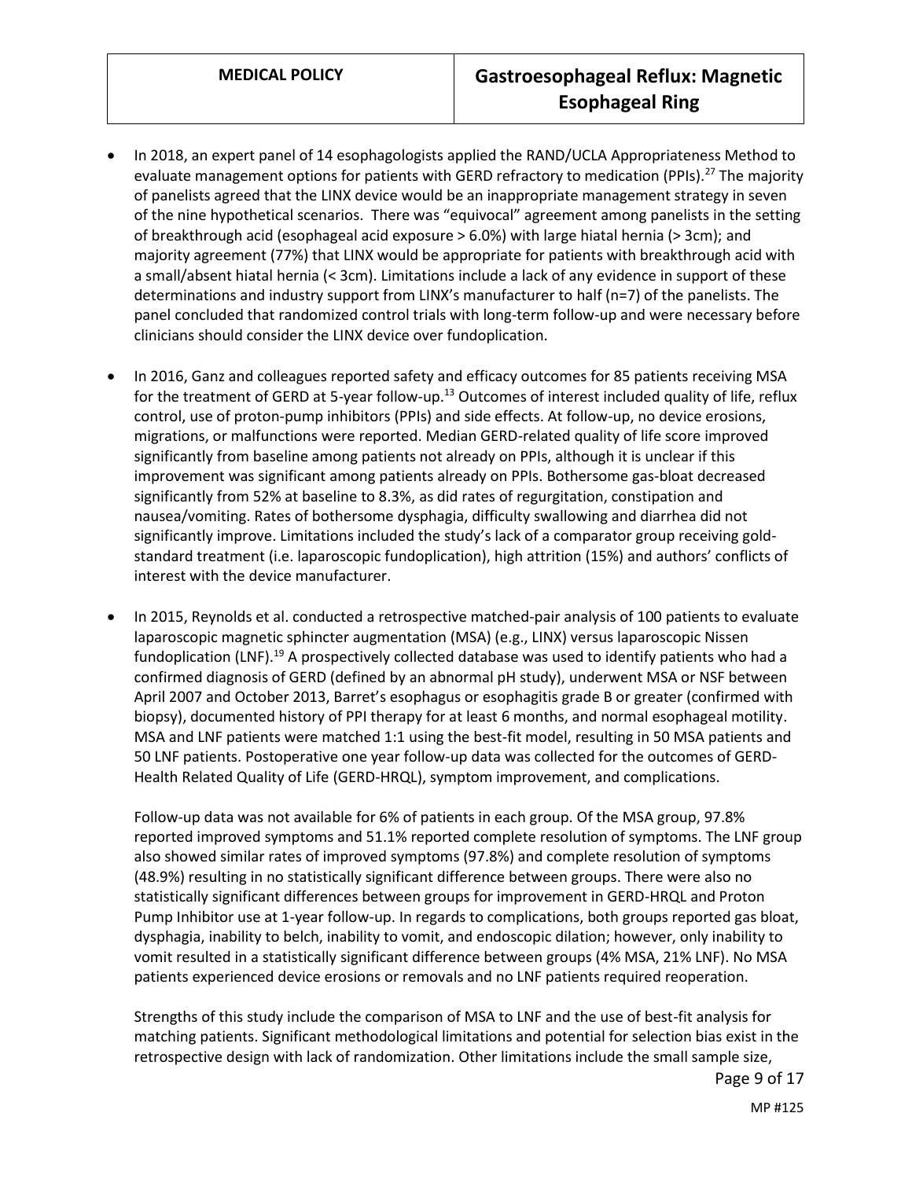- In 2018, an expert panel of 14 esophagologists applied the RAND/UCLA Appropriateness Method to evaluate management options for patients with GERD refractory to medication (PPIs).[27] The majority of panelists agreed that the LINX device would be an inappropriate management strategy in seven of the nine hypothetical scenarios. There was "equivocal" agreement among panelists in the setting of breakthrough acid (esophageal acid exposure > 6.0%) with large hiatal hernia (> 3cm); and majority agreement (77%) that LINX would be appropriate for patients with breakthrough acid with a small/absent hiatal hernia (< 3cm). Limitations include a lack of any evidence in support of these determinations and industry support from LINX's manufacturer to half (n=7) of the panelists. The panel concluded that randomized control trials with long-term follow-up and were necessary before clinicians should consider the LINX device over fundoplication.

- In 2016, Ganz and colleagues reported safety and efficacy outcomes for 85 patients receiving MSA for the treatment of GERD at 5-year follow-up.[13] Outcomes of interest included quality of life, reflux control, use of proton-pump inhibitors (PPIs) and side effects. At follow-up, no device erosions, migrations, or malfunctions were reported. Median GERD-related quality of life score improved significantly from baseline among patients not already on PPIs, although it is unclear if this improvement was significant among patients already on PPIs. Bothersome gas-bloat decreased significantly from 52% at baseline to 8.3%, as did rates of regurgitation, constipation and nausea/vomiting. Rates of bothersome dysphagia, difficulty swallowing and diarrhea did not significantly improve. Limitations included the study's lack of a comparator group receiving gold-standard treatment (i.e. laparoscopic fundoplication), high attrition (15%) and authors' conflicts of interest with the device manufacturer.

- In 2015, Reynolds et al. conducted a retrospective matched-pair analysis of 100 patients to evaluate laparoscopic magnetic sphincter augmentation (MSA) (e.g., LINX) versus laparoscopic Nissen fundoplication (LNF).[19] A prospectively collected database was used to identify patients who had a confirmed diagnosis of GERD (defined by an abnormal pH study), underwent MSA or NSF between April 2007 and October 2013, Barret's esophagus or esophagitis grade B or greater (confirmed with biopsy), documented history of PPI therapy for at least 6 months, and normal esophageal motility. MSA and LNF patients were matched 1:1 using the best-fit model, resulting in 50 MSA patients and 50 LNF patients. Postoperative one year follow-up data was collected for the outcomes of GERD-Health Related Quality of Life (GERD-HRQL), symptom improvement, and complications.

  Follow-up data was not available for 6% of patients in each group. Of the MSA group, 97.8% reported improved symptoms and 51.1% reported complete resolution of symptoms. The LNF group also showed similar rates of improved symptoms (97.8%) and complete resolution of symptoms (48.9%) resulting in no statistically significant difference between groups. There were also no statistically significant differences between groups for improvement in GERD-HRQL and Proton Pump Inhibitor use at 1-year follow-up. In regards to complications, both groups reported gas bloat, dysphagia, inability to belch, inability to vomit, and endoscopic dilation; however, only inability to vomit resulted in a statistically significant difference between groups (4% MSA, 21% LNF). No MSA patients experienced device erosions or removals and no LNF patients required reoperation.

  Strengths of this study include the comparison of MSA to LNF and the use of best-fit analysis for matching patients. Significant methodological limitations and potential for selection bias exist in the retrospective design with lack of randomization. Other limitations include the small sample size,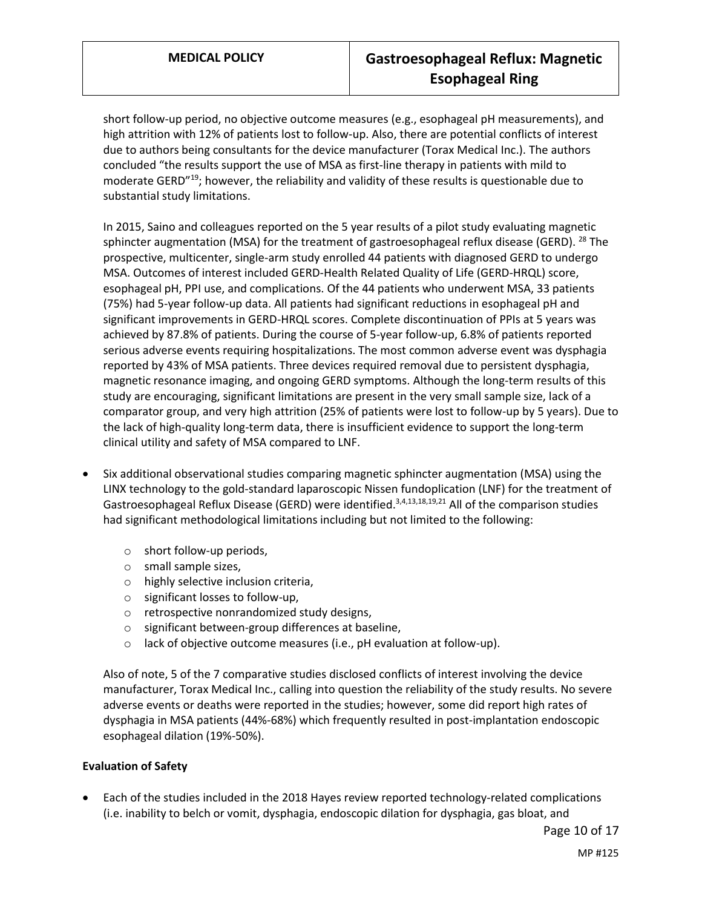short follow-up period, no objective outcome measures (e.g., esophageal pH measurements), and high attrition with 12% of patients lost to follow-up. Also, there are potential conflicts of interest due to authors being consultants for the device manufacturer (Torax Medical Inc.). The authors concluded "the results support the use of MSA as first-line therapy in patients with mild to moderate GERD"[19]; however, the reliability and validity of these results is questionable due to substantial study limitations.

In 2015, Saino and colleagues reported on the 5 year results of a pilot study evaluating magnetic sphincter augmentation (MSA) for the treatment of gastroesophageal reflux disease (GERD). [28] The prospective, multicenter, single-arm study enrolled 44 patients with diagnosed GERD to undergo MSA. Outcomes of interest included GERD-Health Related Quality of Life (GERD-HRQL) score, esophageal pH, PPI use, and complications. Of the 44 patients who underwent MSA, 33 patients (75%) had 5-year follow-up data. All patients had significant reductions in esophageal pH and significant improvements in GERD-HRQL scores. Complete discontinuation of PPIs at 5 years was achieved by 87.8% of patients. During the course of 5-year follow-up, 6.8% of patients reported serious adverse events requiring hospitalizations. The most common adverse event was dysphagia reported by 43% of MSA patients. Three devices required removal due to persistent dysphagia, magnetic resonance imaging, and ongoing GERD symptoms. Although the long-term results of this study are encouraging, significant limitations are present in the very small sample size, lack of a comparator group, and very high attrition (25% of patients were lost to follow-up by 5 years). Due to the lack of high-quality long-term data, there is insufficient evidence to support the long-term clinical utility and safety of MSA compared to LNF.

- Six additional observational studies comparing magnetic sphincter augmentation (MSA) using the LINX technology to the gold-standard laparoscopic Nissen fundoplication (LNF) for the treatment of Gastroesophageal Reflux Disease (GERD) were identified.[3,4,13,18,19,21] All of the comparison studies had significant methodological limitations including but not limited to the following:
  - short follow-up periods,
  - small sample sizes,
  - highly selective inclusion criteria,
  - significant losses to follow-up,
  - retrospective nonrandomized study designs,
  - significant between-group differences at baseline,
  - lack of objective outcome measures (i.e., pH evaluation at follow-up).

  Also of note, 5 of the 7 comparative studies disclosed conflicts of interest involving the device manufacturer, Torax Medical Inc., calling into question the reliability of the study results. No severe adverse events or deaths were reported in the studies; however, some did report high rates of dysphagia in MSA patients (44%-68%) which frequently resulted in post-implantation endoscopic esophageal dilation (19%-50%).

**Evaluation of Safety**

- Each of the studies included in the 2018 Hayes review reported technology-related complications (i.e. inability to belch or vomit, dysphagia, endoscopic dilation for dysphagia, gas bloat, and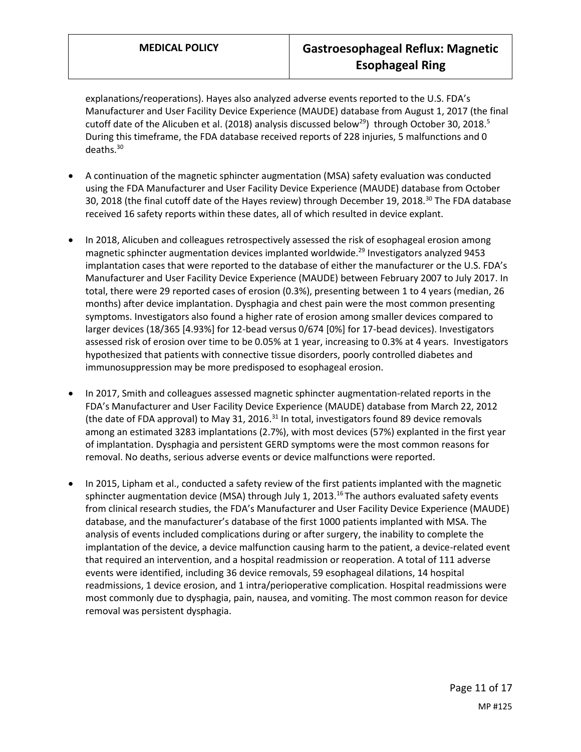explanations/reoperations). Hayes also analyzed adverse events reported to the U.S. FDA's Manufacturer and User Facility Device Experience (MAUDE) database from August 1, 2017 (the final cutoff date of the Alicuben et al. (2018) analysis discussed below[29]) through October 30, 2018.[5] During this timeframe, the FDA database received reports of 228 injuries, 5 malfunctions and 0 deaths.[30]

- A continuation of the magnetic sphincter augmentation (MSA) safety evaluation was conducted using the FDA Manufacturer and User Facility Device Experience (MAUDE) database from October 30, 2018 (the final cutoff date of the Hayes review) through December 19, 2018.[30] The FDA database received 16 safety reports within these dates, all of which resulted in device explant.

- In 2018, Alicuben and colleagues retrospectively assessed the risk of esophageal erosion among magnetic sphincter augmentation devices implanted worldwide.[29] Investigators analyzed 9453 implantation cases that were reported to the database of either the manufacturer or the U.S. FDA's Manufacturer and User Facility Device Experience (MAUDE) between February 2007 to July 2017. In total, there were 29 reported cases of erosion (0.3%), presenting between 1 to 4 years (median, 26 months) after device implantation. Dysphagia and chest pain were the most common presenting symptoms. Investigators also found a higher rate of erosion among smaller devices compared to larger devices (18/365 [4.93%] for 12-bead versus 0/674 [0%] for 17-bead devices). Investigators assessed risk of erosion over time to be 0.05% at 1 year, increasing to 0.3% at 4 years. Investigators hypothesized that patients with connective tissue disorders, poorly controlled diabetes and immunosuppression may be more predisposed to esophageal erosion.

- In 2017, Smith and colleagues assessed magnetic sphincter augmentation-related reports in the FDA's Manufacturer and User Facility Device Experience (MAUDE) database from March 22, 2012 (the date of FDA approval) to May 31, 2016.[31] In total, investigators found 89 device removals among an estimated 3283 implantations (2.7%), with most devices (57%) explanted in the first year of implantation. Dysphagia and persistent GERD symptoms were the most common reasons for removal. No deaths, serious adverse events or device malfunctions were reported.

- In 2015, Lipham et al., conducted a safety review of the first patients implanted with the magnetic sphincter augmentation device (MSA) through July 1, 2013.[16] The authors evaluated safety events from clinical research studies, the FDA's Manufacturer and User Facility Device Experience (MAUDE) database, and the manufacturer's database of the first 1000 patients implanted with MSA. The analysis of events included complications during or after surgery, the inability to complete the implantation of the device, a device malfunction causing harm to the patient, a device-related event that required an intervention, and a hospital readmission or reoperation. A total of 111 adverse events were identified, including 36 device removals, 59 esophageal dilations, 14 hospital readmissions, 1 device erosion, and 1 intra/perioperative complication. Hospital readmissions were most commonly due to dysphagia, pain, nausea, and vomiting. The most common reason for device removal was persistent dysphagia.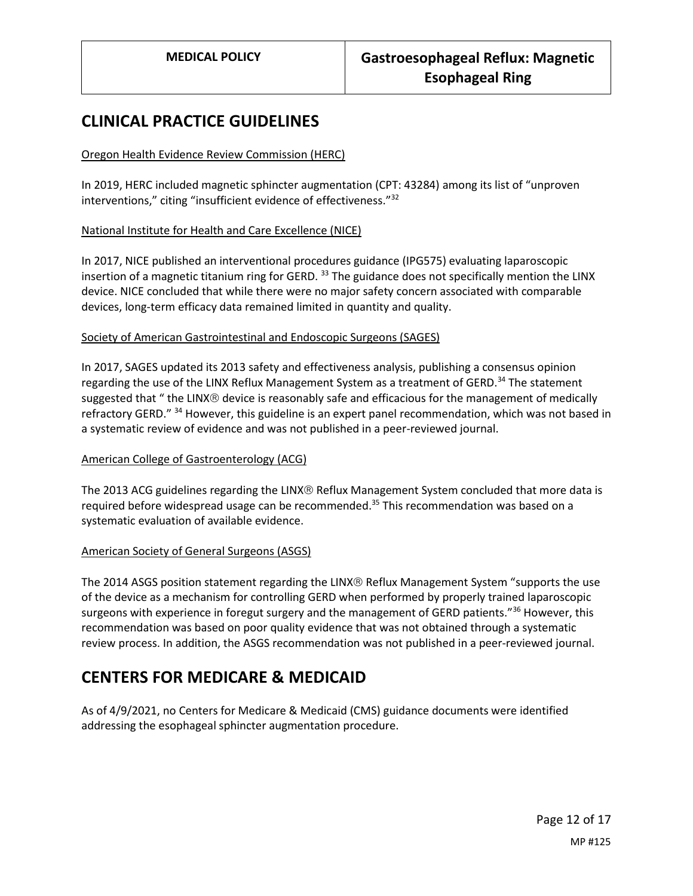## CLINICAL PRACTICE GUIDELINES

Oregon Health Evidence Review Commission (HERC)

In 2019, HERC included magnetic sphincter augmentation (CPT: 43284) among its list of "unproven interventions," citing "insufficient evidence of effectiveness."[32]

National Institute for Health and Care Excellence (NICE)

In 2017, NICE published an interventional procedures guidance (IPG575) evaluating laparoscopic insertion of a magnetic titanium ring for GERD. [33] The guidance does not specifically mention the LINX device. NICE concluded that while there were no major safety concern associated with comparable devices, long-term efficacy data remained limited in quantity and quality.

Society of American Gastrointestinal and Endoscopic Surgeons (SAGES)

In 2017, SAGES updated its 2013 safety and effectiveness analysis, publishing a consensus opinion regarding the use of the LINX Reflux Management System as a treatment of GERD.[34] The statement suggested that " the LINX® device is reasonably safe and efficacious for the management of medically refractory GERD." [34] However, this guideline is an expert panel recommendation, which was not based in a systematic review of evidence and was not published in a peer-reviewed journal.

American College of Gastroenterology (ACG)

The 2013 ACG guidelines regarding the LINX® Reflux Management System concluded that more data is required before widespread usage can be recommended.[35] This recommendation was based on a systematic evaluation of available evidence.

American Society of General Surgeons (ASGS)

The 2014 ASGS position statement regarding the LINX® Reflux Management System "supports the use of the device as a mechanism for controlling GERD when performed by properly trained laparoscopic surgeons with experience in foregut surgery and the management of GERD patients."[36] However, this recommendation was based on poor quality evidence that was not obtained through a systematic review process. In addition, the ASGS recommendation was not published in a peer-reviewed journal.

## CENTERS FOR MEDICARE & MEDICAID

As of 4/9/2021, no Centers for Medicare & Medicaid (CMS) guidance documents were identified addressing the esophageal sphincter augmentation procedure.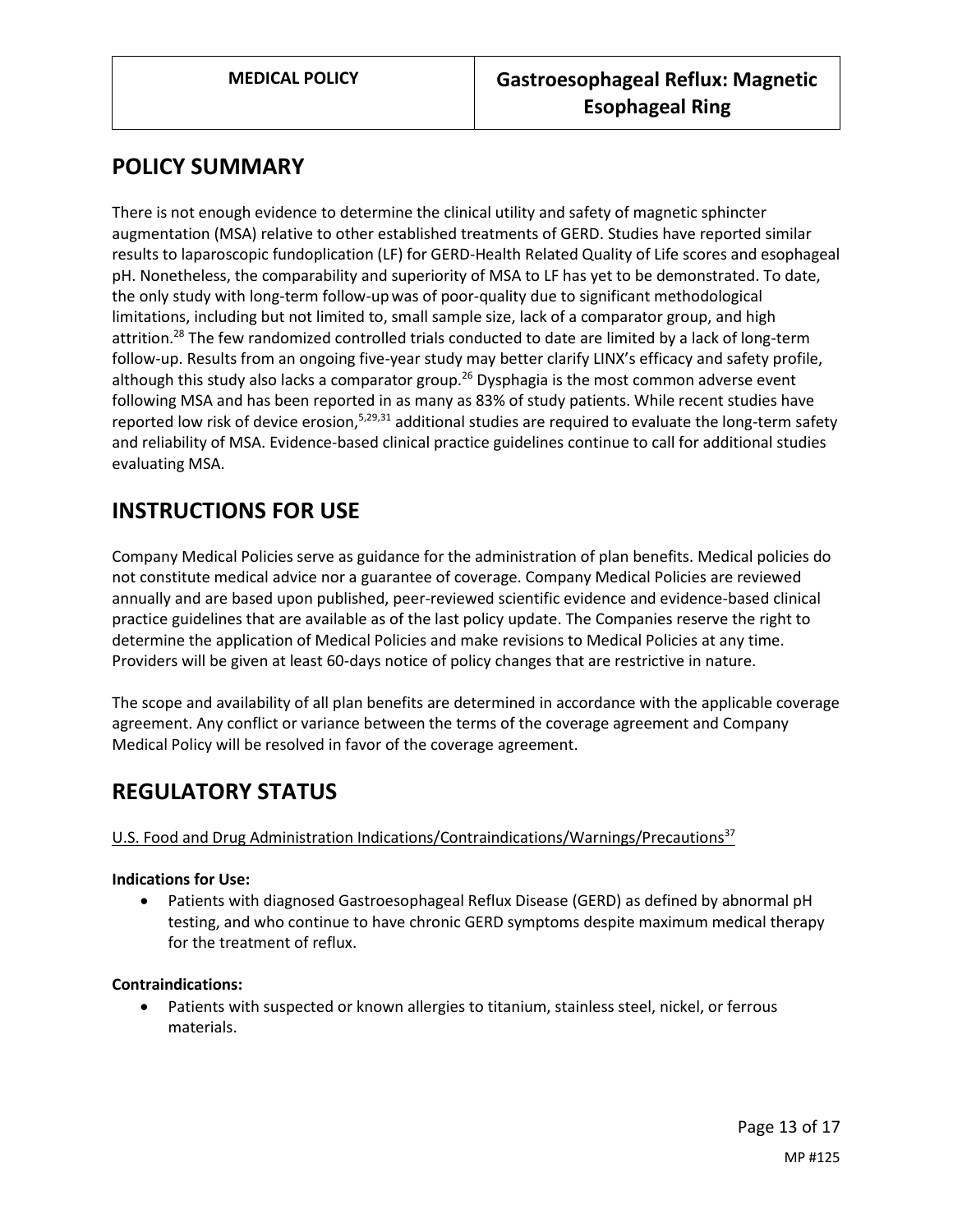## POLICY SUMMARY

There is not enough evidence to determine the clinical utility and safety of magnetic sphincter augmentation (MSA) relative to other established treatments of GERD. Studies have reported similar results to laparoscopic fundoplication (LF) for GERD-Health Related Quality of Life scores and esophageal pH. Nonetheless, the comparability and superiority of MSA to LF has yet to be demonstrated. To date, the only study with long-term follow-up was of poor-quality due to significant methodological limitations, including but not limited to, small sample size, lack of a comparator group, and high attrition.[28] The few randomized controlled trials conducted to date are limited by a lack of long-term follow-up. Results from an ongoing five-year study may better clarify LINX's efficacy and safety profile, although this study also lacks a comparator group.[26] Dysphagia is the most common adverse event following MSA and has been reported in as many as 83% of study patients. While recent studies have reported low risk of device erosion,[5,29,31] additional studies are required to evaluate the long-term safety and reliability of MSA. Evidence-based clinical practice guidelines continue to call for additional studies evaluating MSA.

## INSTRUCTIONS FOR USE

Company Medical Policies serve as guidance for the administration of plan benefits. Medical policies do not constitute medical advice nor a guarantee of coverage. Company Medical Policies are reviewed annually and are based upon published, peer-reviewed scientific evidence and evidence-based clinical practice guidelines that are available as of the last policy update. The Companies reserve the right to determine the application of Medical Policies and make revisions to Medical Policies at any time. Providers will be given at least 60-days notice of policy changes that are restrictive in nature.

The scope and availability of all plan benefits are determined in accordance with the applicable coverage agreement. Any conflict or variance between the terms of the coverage agreement and Company Medical Policy will be resolved in favor of the coverage agreement.

## REGULATORY STATUS

U.S. Food and Drug Administration Indications/Contraindications/Warnings/Precautions[37]

**Indications for Use:**

- Patients with diagnosed Gastroesophageal Reflux Disease (GERD) as defined by abnormal pH testing, and who continue to have chronic GERD symptoms despite maximum medical therapy for the treatment of reflux.

**Contraindications:**

- Patients with suspected or known allergies to titanium, stainless steel, nickel, or ferrous materials.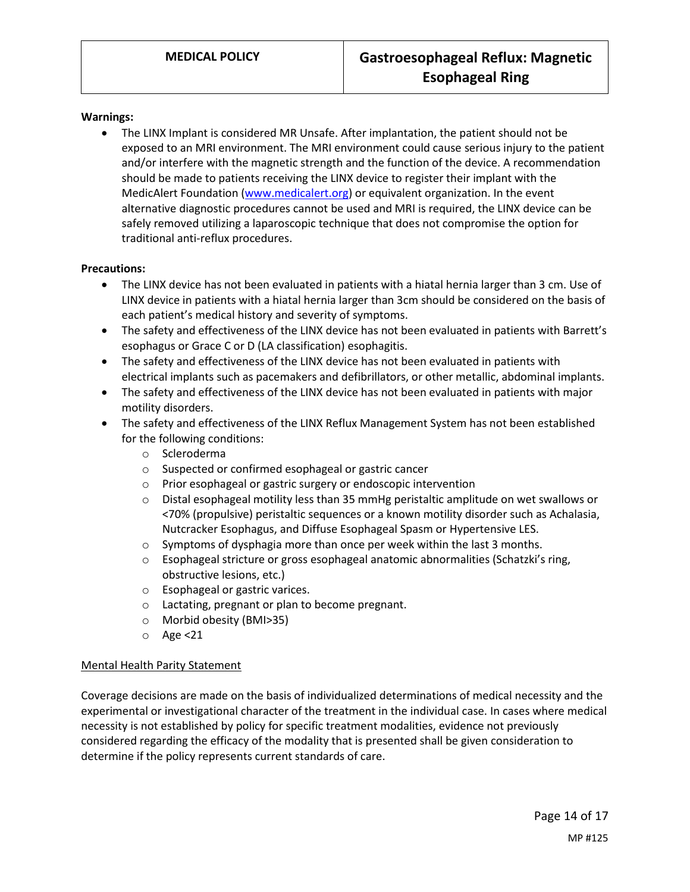**Warnings:**

- The LINX Implant is considered MR Unsafe. After implantation, the patient should not be exposed to an MRI environment. The MRI environment could cause serious injury to the patient and/or interfere with the magnetic strength and the function of the device. A recommendation should be made to patients receiving the LINX device to register their implant with the MedicAlert Foundation (www.medicalert.org) or equivalent organization. In the event alternative diagnostic procedures cannot be used and MRI is required, the LINX device can be safely removed utilizing a laparoscopic technique that does not compromise the option for traditional anti-reflux procedures.

**Precautions:**

- The LINX device has not been evaluated in patients with a hiatal hernia larger than 3 cm. Use of LINX device in patients with a hiatal hernia larger than 3cm should be considered on the basis of each patient's medical history and severity of symptoms.
- The safety and effectiveness of the LINX device has not been evaluated in patients with Barrett's esophagus or Grace C or D (LA classification) esophagitis.
- The safety and effectiveness of the LINX device has not been evaluated in patients with electrical implants such as pacemakers and defibrillators, or other metallic, abdominal implants.
- The safety and effectiveness of the LINX device has not been evaluated in patients with major motility disorders.
- The safety and effectiveness of the LINX Reflux Management System has not been established for the following conditions:
  - Scleroderma
  - Suspected or confirmed esophageal or gastric cancer
  - Prior esophageal or gastric surgery or endoscopic intervention
  - Distal esophageal motility less than 35 mmHg peristaltic amplitude on wet swallows or <70% (propulsive) peristaltic sequences or a known motility disorder such as Achalasia, Nutcracker Esophagus, and Diffuse Esophageal Spasm or Hypertensive LES.
  - Symptoms of dysphagia more than once per week within the last 3 months.
  - Esophageal stricture or gross esophageal anatomic abnormalities (Schatzki's ring, obstructive lesions, etc.)
  - Esophageal or gastric varices.
  - Lactating, pregnant or plan to become pregnant.
  - Morbid obesity (BMI>35)
  - Age <21

Mental Health Parity Statement

Coverage decisions are made on the basis of individualized determinations of medical necessity and the experimental or investigational character of the treatment in the individual case. In cases where medical necessity is not established by policy for specific treatment modalities, evidence not previously considered regarding the efficacy of the modality that is presented shall be given consideration to determine if the policy represents current standards of care.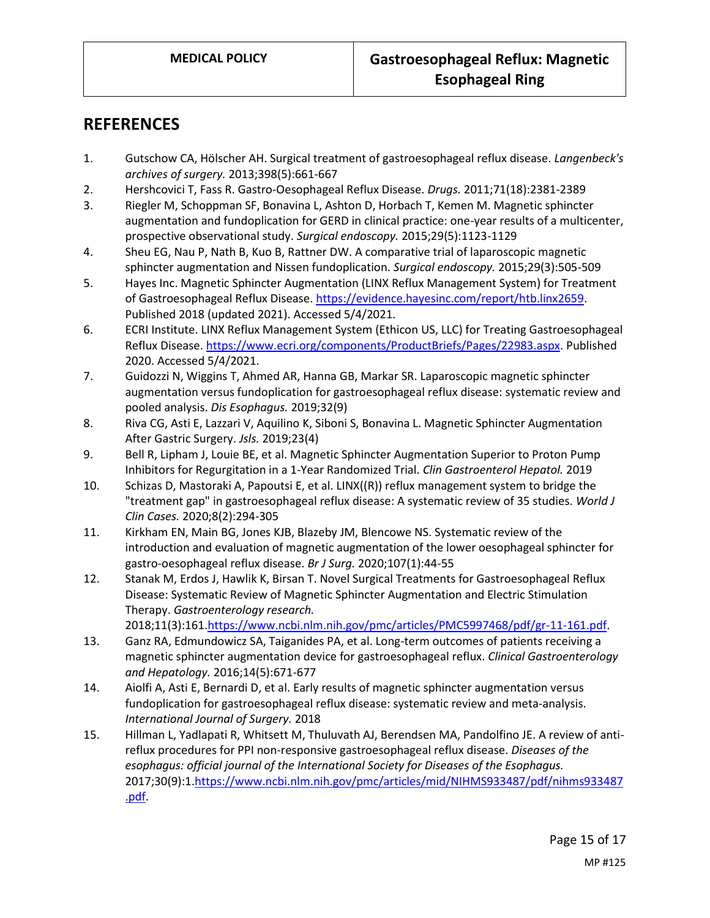## REFERENCES

1. Gutschow CA, Hölscher AH. Surgical treatment of gastroesophageal reflux disease. *Langenbeck's archives of surgery.* 2013;398(5):661-667
2. Hershcovici T, Fass R. Gastro-Oesophageal Reflux Disease. *Drugs.* 2011;71(18):2381-2389
3. Riegler M, Schoppman SF, Bonavina L, Ashton D, Horbach T, Kemen M. Magnetic sphincter augmentation and fundoplication for GERD in clinical practice: one-year results of a multicenter, prospective observational study. *Surgical endoscopy.* 2015;29(5):1123-1129
4. Sheu EG, Nau P, Nath B, Kuo B, Rattner DW. A comparative trial of laparoscopic magnetic sphincter augmentation and Nissen fundoplication. *Surgical endoscopy.* 2015;29(3):505-509
5. Hayes Inc. Magnetic Sphincter Augmentation (LINX Reflux Management System) for Treatment of Gastroesophageal Reflux Disease. https://evidence.hayesinc.com/report/htb.linx2659. Published 2018 (updated 2021). Accessed 5/4/2021.
6. ECRI Institute. LINX Reflux Management System (Ethicon US, LLC) for Treating Gastroesophageal Reflux Disease. https://www.ecri.org/components/ProductBriefs/Pages/22983.aspx. Published 2020. Accessed 5/4/2021.
7. Guidozzi N, Wiggins T, Ahmed AR, Hanna GB, Markar SR. Laparoscopic magnetic sphincter augmentation versus fundoplication for gastroesophageal reflux disease: systematic review and pooled analysis. *Dis Esophagus.* 2019;32(9)
8. Riva CG, Asti E, Lazzari V, Aquilino K, Siboni S, Bonavina L. Magnetic Sphincter Augmentation After Gastric Surgery. *Jsls.* 2019;23(4)
9. Bell R, Lipham J, Louie BE, et al. Magnetic Sphincter Augmentation Superior to Proton Pump Inhibitors for Regurgitation in a 1-Year Randomized Trial. *Clin Gastroenterol Hepatol.* 2019
10. Schizas D, Mastoraki A, Papoutsi E, et al. LINX((R)) reflux management system to bridge the "treatment gap" in gastroesophageal reflux disease: A systematic review of 35 studies. *World J Clin Cases.* 2020;8(2):294-305
11. Kirkham EN, Main BG, Jones KJB, Blazeby JM, Blencowe NS. Systematic review of the introduction and evaluation of magnetic augmentation of the lower oesophageal sphincter for gastro-oesophageal reflux disease. *Br J Surg.* 2020;107(1):44-55
12. Stanak M, Erdos J, Hawlik K, Birsan T. Novel Surgical Treatments for Gastroesophageal Reflux Disease: Systematic Review of Magnetic Sphincter Augmentation and Electric Stimulation Therapy. *Gastroenterology research.* 2018;11(3):161.https://www.ncbi.nlm.nih.gov/pmc/articles/PMC5997468/pdf/gr-11-161.pdf.
13. Ganz RA, Edmundowicz SA, Taiganides PA, et al. Long-term outcomes of patients receiving a magnetic sphincter augmentation device for gastroesophageal reflux. *Clinical Gastroenterology and Hepatology.* 2016;14(5):671-677
14. Aiolfi A, Asti E, Bernardi D, et al. Early results of magnetic sphincter augmentation versus fundoplication for gastroesophageal reflux disease: systematic review and meta-analysis. *International Journal of Surgery.* 2018
15. Hillman L, Yadlapati R, Whitsett M, Thuluvath AJ, Berendsen MA, Pandolfino JE. A review of anti-reflux procedures for PPI non-responsive gastroesophageal reflux disease. *Diseases of the esophagus: official journal of the International Society for Diseases of the Esophagus.* 2017;30(9):1.https://www.ncbi.nlm.nih.gov/pmc/articles/mid/NIHMS933487/pdf/nihms933487.pdf.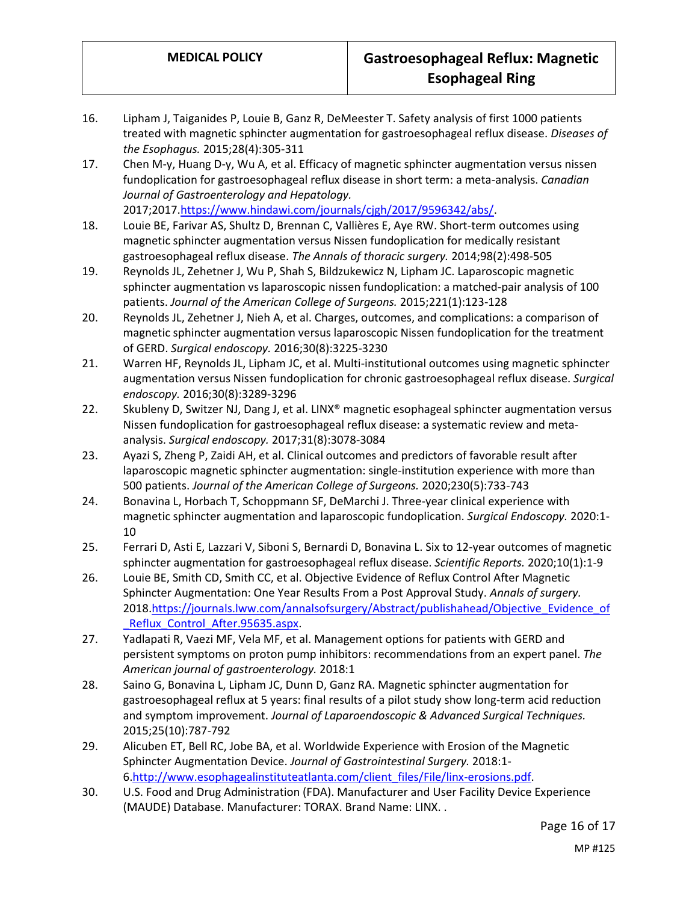16. Lipham J, Taiganides P, Louie B, Ganz R, DeMeester T. Safety analysis of first 1000 patients treated with magnetic sphincter augmentation for gastroesophageal reflux disease. *Diseases of the Esophagus.* 2015;28(4):305-311
17. Chen M-y, Huang D-y, Wu A, et al. Efficacy of magnetic sphincter augmentation versus nissen fundoplication for gastroesophageal reflux disease in short term: a meta-analysis. *Canadian Journal of Gastroenterology and Hepatology.* 2017;2017.https://www.hindawi.com/journals/cjgh/2017/9596342/abs/.
18. Louie BE, Farivar AS, Shultz D, Brennan C, Vallières E, Aye RW. Short-term outcomes using magnetic sphincter augmentation versus Nissen fundoplication for medically resistant gastroesophageal reflux disease. *The Annals of thoracic surgery.* 2014;98(2):498-505
19. Reynolds JL, Zehetner J, Wu P, Shah S, Bildzukewicz N, Lipham JC. Laparoscopic magnetic sphincter augmentation vs laparoscopic nissen fundoplication: a matched-pair analysis of 100 patients. *Journal of the American College of Surgeons.* 2015;221(1):123-128
20. Reynolds JL, Zehetner J, Nieh A, et al. Charges, outcomes, and complications: a comparison of magnetic sphincter augmentation versus laparoscopic Nissen fundoplication for the treatment of GERD. *Surgical endoscopy.* 2016;30(8):3225-3230
21. Warren HF, Reynolds JL, Lipham JC, et al. Multi-institutional outcomes using magnetic sphincter augmentation versus Nissen fundoplication for chronic gastroesophageal reflux disease. *Surgical endoscopy.* 2016;30(8):3289-3296
22. Skubleny D, Switzer NJ, Dang J, et al. LINX® magnetic esophageal sphincter augmentation versus Nissen fundoplication for gastroesophageal reflux disease: a systematic review and meta-analysis. *Surgical endoscopy.* 2017;31(8):3078-3084
23. Ayazi S, Zheng P, Zaidi AH, et al. Clinical outcomes and predictors of favorable result after laparoscopic magnetic sphincter augmentation: single-institution experience with more than 500 patients. *Journal of the American College of Surgeons.* 2020;230(5):733-743
24. Bonavina L, Horbach T, Schoppmann SF, DeMarchi J. Three-year clinical experience with magnetic sphincter augmentation and laparoscopic fundoplication. *Surgical Endoscopy.* 2020:1-10
25. Ferrari D, Asti E, Lazzari V, Siboni S, Bernardi D, Bonavina L. Six to 12-year outcomes of magnetic sphincter augmentation for gastroesophageal reflux disease. *Scientific Reports.* 2020;10(1):1-9
26. Louie BE, Smith CD, Smith CC, et al. Objective Evidence of Reflux Control After Magnetic Sphincter Augmentation: One Year Results From a Post Approval Study. *Annals of surgery.* 2018.https://journals.lww.com/annalsofsurgery/Abstract/publishahead/Objective_Evidence_of_Reflux_Control_After.95635.aspx.
27. Yadlapati R, Vaezi MF, Vela MF, et al. Management options for patients with GERD and persistent symptoms on proton pump inhibitors: recommendations from an expert panel. *The American journal of gastroenterology.* 2018:1
28. Saino G, Bonavina L, Lipham JC, Dunn D, Ganz RA. Magnetic sphincter augmentation for gastroesophageal reflux at 5 years: final results of a pilot study show long-term acid reduction and symptom improvement. *Journal of Laparoendoscopic & Advanced Surgical Techniques.* 2015;25(10):787-792
29. Alicuben ET, Bell RC, Jobe BA, et al. Worldwide Experience with Erosion of the Magnetic Sphincter Augmentation Device. *Journal of Gastrointestinal Surgery.* 2018:1-6.http://www.esophagealinstituteatlanta.com/client_files/File/linx-erosions.pdf.
30. U.S. Food and Drug Administration (FDA). Manufacturer and User Facility Device Experience (MAUDE) Database. Manufacturer: TORAX. Brand Name: LINX. .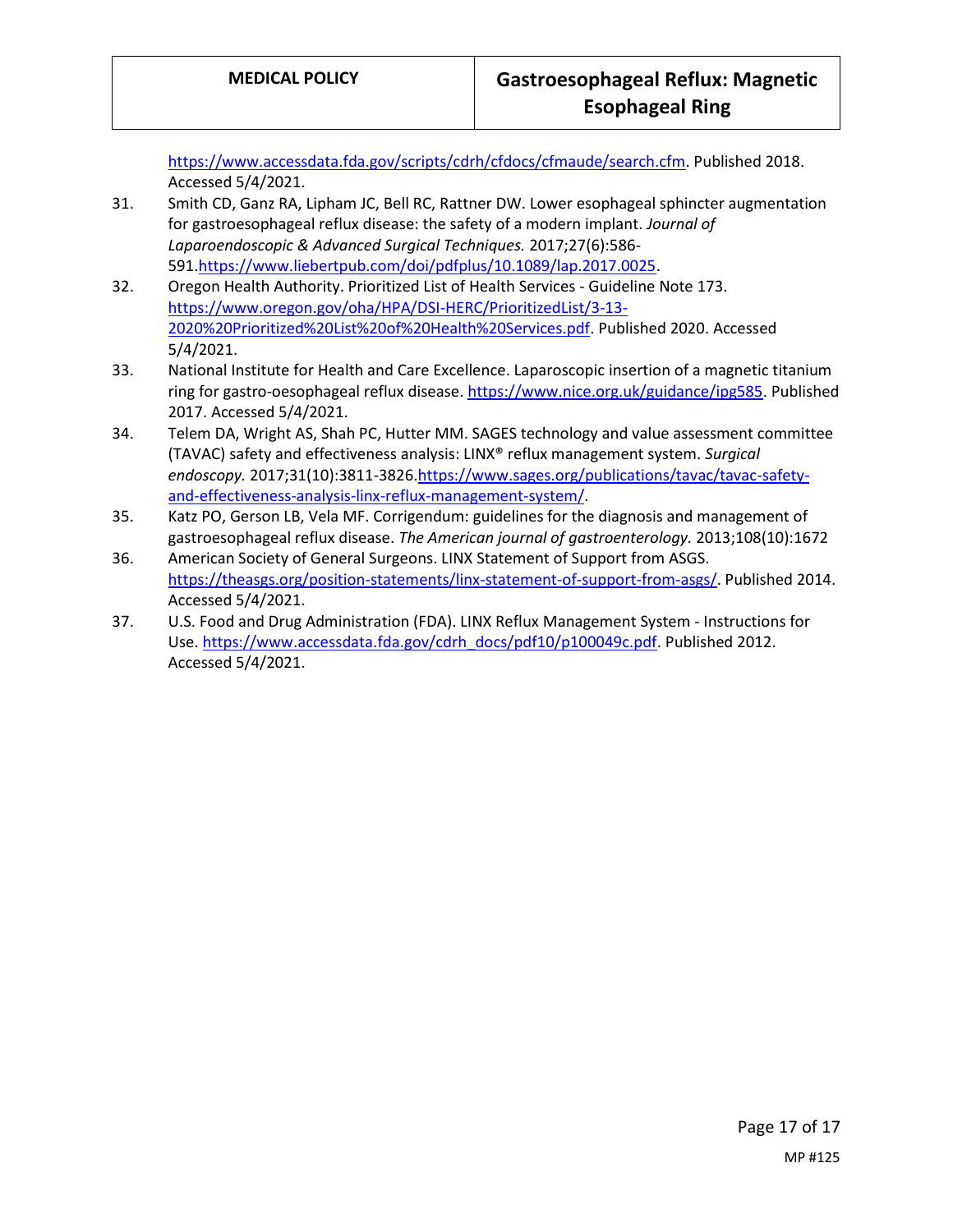https://www.accessdata.fda.gov/scripts/cdrh/cfdocs/cfmaude/search.cfm. Published 2018. Accessed 5/4/2021.

31. Smith CD, Ganz RA, Lipham JC, Bell RC, Rattner DW. Lower esophageal sphincter augmentation for gastroesophageal reflux disease: the safety of a modern implant. *Journal of Laparoendoscopic & Advanced Surgical Techniques.* 2017;27(6):586-591.https://www.liebertpub.com/doi/pdfplus/10.1089/lap.2017.0025.
32. Oregon Health Authority. Prioritized List of Health Services - Guideline Note 173. https://www.oregon.gov/oha/HPA/DSI-HERC/PrioritizedList/3-13-2020%20Prioritized%20List%20of%20Health%20Services.pdf. Published 2020. Accessed 5/4/2021.
33. National Institute for Health and Care Excellence. Laparoscopic insertion of a magnetic titanium ring for gastro-oesophageal reflux disease. https://www.nice.org.uk/guidance/ipg585. Published 2017. Accessed 5/4/2021.
34. Telem DA, Wright AS, Shah PC, Hutter MM. SAGES technology and value assessment committee (TAVAC) safety and effectiveness analysis: LINX® reflux management system. *Surgical endoscopy.* 2017;31(10):3811-3826.https://www.sages.org/publications/tavac/tavac-safety-and-effectiveness-analysis-linx-reflux-management-system/.
35. Katz PO, Gerson LB, Vela MF. Corrigendum: guidelines for the diagnosis and management of gastroesophageal reflux disease. *The American journal of gastroenterology.* 2013;108(10):1672
36. American Society of General Surgeons. LINX Statement of Support from ASGS. https://theasgs.org/position-statements/linx-statement-of-support-from-asgs/. Published 2014. Accessed 5/4/2021.
37. U.S. Food and Drug Administration (FDA). LINX Reflux Management System - Instructions for Use. https://www.accessdata.fda.gov/cdrh_docs/pdf10/p100049c.pdf. Published 2012. Accessed 5/4/2021.